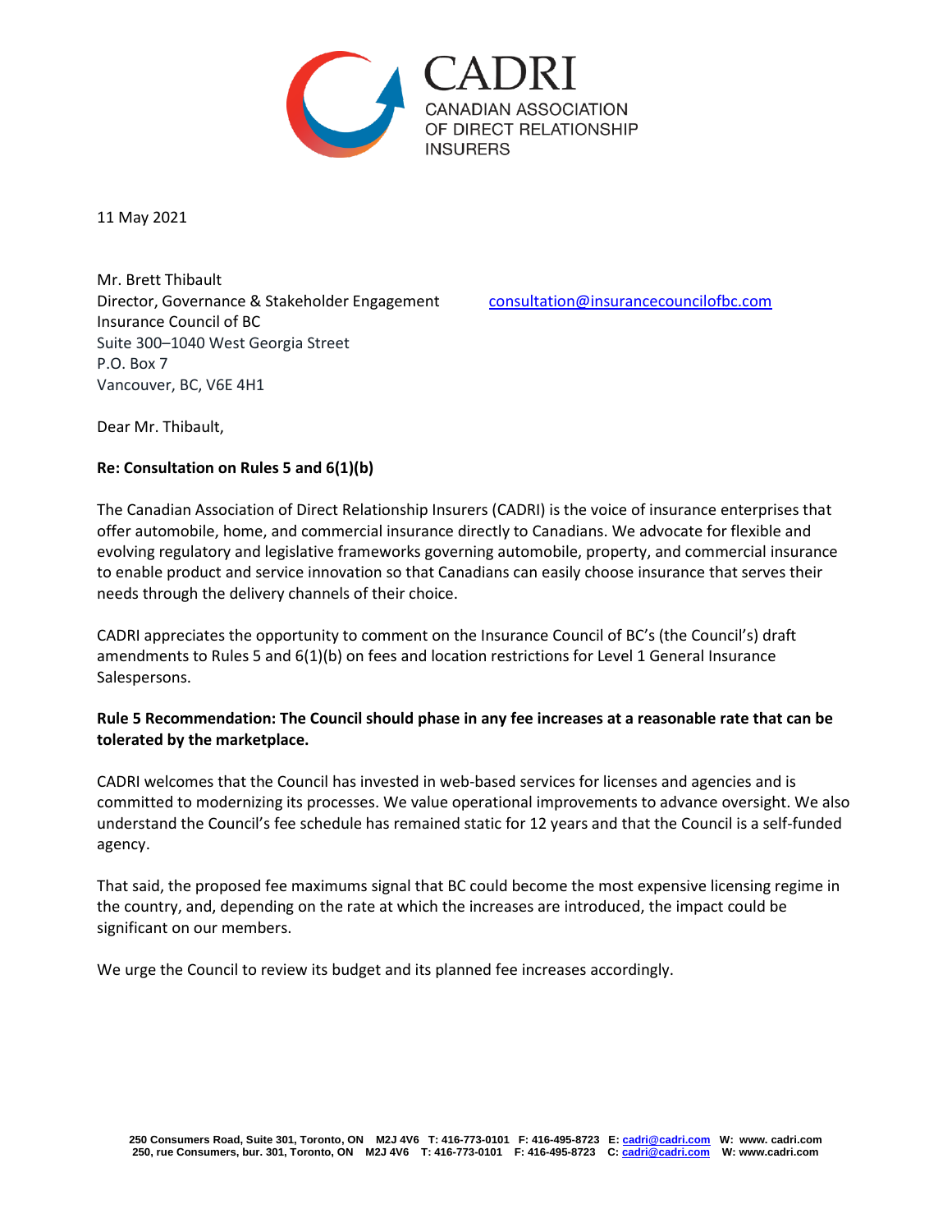CADRI
CANADIAN ASSOCIATION OF DIRECT RELATIONSHIP INSURERS

11 May 2021

Mr. Brett Thibault
Director, Governance & Stakeholder Engagement
Insurance Council of BC
Suite 300–1040 West Georgia Street
P.O. Box 7
Vancouver, BC, V6E 4H1

consultation@insurancecouncilofbc.com

Dear Mr. Thibault,

**Re: Consultation on Rules 5 and 6(1)(b)**

The Canadian Association of Direct Relationship Insurers (CADRI) is the voice of insurance enterprises that offer automobile, home, and commercial insurance directly to Canadians. We advocate for flexible and evolving regulatory and legislative frameworks governing automobile, property, and commercial insurance to enable product and service innovation so that Canadians can easily choose insurance that serves their needs through the delivery channels of their choice.

CADRI appreciates the opportunity to comment on the Insurance Council of BC's (the Council's) draft amendments to Rules 5 and 6(1)(b) on fees and location restrictions for Level 1 General Insurance Salespersons.

**Rule 5 Recommendation: The Council should phase in any fee increases at a reasonable rate that can be tolerated by the marketplace.**

CADRI welcomes that the Council has invested in web-based services for licenses and agencies and is committed to modernizing its processes. We value operational improvements to advance oversight. We also understand the Council's fee schedule has remained static for 12 years and that the Council is a self-funded agency.

That said, the proposed fee maximums signal that BC could become the most expensive licensing regime in the country, and, depending on the rate at which the increases are introduced, the impact could be significant on our members.

We urge the Council to review its budget and its planned fee increases accordingly.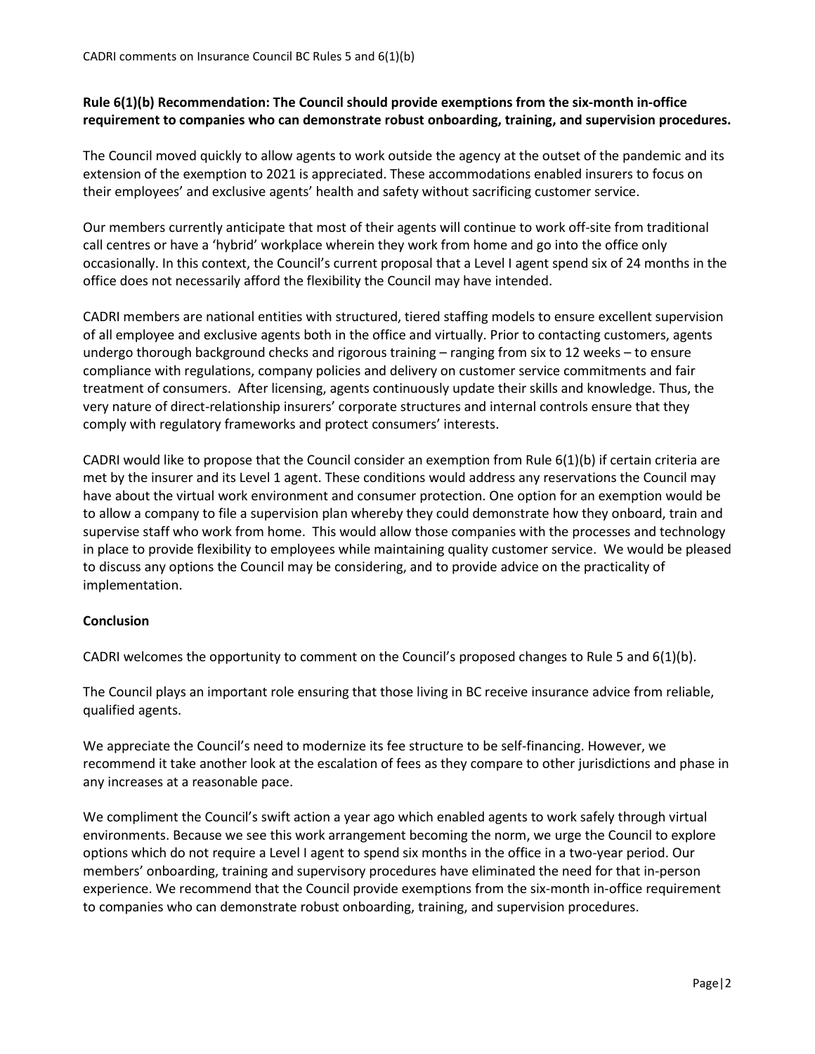**Rule 6(1)(b) Recommendation: The Council should provide exemptions from the six-month in-office requirement to companies who can demonstrate robust onboarding, training, and supervision procedures.**

The Council moved quickly to allow agents to work outside the agency at the outset of the pandemic and its extension of the exemption to 2021 is appreciated. These accommodations enabled insurers to focus on their employees' and exclusive agents' health and safety without sacrificing customer service.

Our members currently anticipate that most of their agents will continue to work off-site from traditional call centres or have a 'hybrid' workplace wherein they work from home and go into the office only occasionally. In this context, the Council's current proposal that a Level I agent spend six of 24 months in the office does not necessarily afford the flexibility the Council may have intended.

CADRI members are national entities with structured, tiered staffing models to ensure excellent supervision of all employee and exclusive agents both in the office and virtually. Prior to contacting customers, agents undergo thorough background checks and rigorous training – ranging from six to 12 weeks – to ensure compliance with regulations, company policies and delivery on customer service commitments and fair treatment of consumers. After licensing, agents continuously update their skills and knowledge. Thus, the very nature of direct-relationship insurers' corporate structures and internal controls ensure that they comply with regulatory frameworks and protect consumers' interests.

CADRI would like to propose that the Council consider an exemption from Rule 6(1)(b) if certain criteria are met by the insurer and its Level 1 agent. These conditions would address any reservations the Council may have about the virtual work environment and consumer protection. One option for an exemption would be to allow a company to file a supervision plan whereby they could demonstrate how they onboard, train and supervise staff who work from home. This would allow those companies with the processes and technology in place to provide flexibility to employees while maintaining quality customer service. We would be pleased to discuss any options the Council may be considering, and to provide advice on the practicality of implementation.

**Conclusion**

CADRI welcomes the opportunity to comment on the Council's proposed changes to Rule 5 and 6(1)(b).

The Council plays an important role ensuring that those living in BC receive insurance advice from reliable, qualified agents.

We appreciate the Council's need to modernize its fee structure to be self-financing. However, we recommend it take another look at the escalation of fees as they compare to other jurisdictions and phase in any increases at a reasonable pace.

We compliment the Council's swift action a year ago which enabled agents to work safely through virtual environments. Because we see this work arrangement becoming the norm, we urge the Council to explore options which do not require a Level I agent to spend six months in the office in a two-year period. Our members' onboarding, training and supervisory procedures have eliminated the need for that in-person experience. We recommend that the Council provide exemptions from the six-month in-office requirement to companies who can demonstrate robust onboarding, training, and supervision procedures.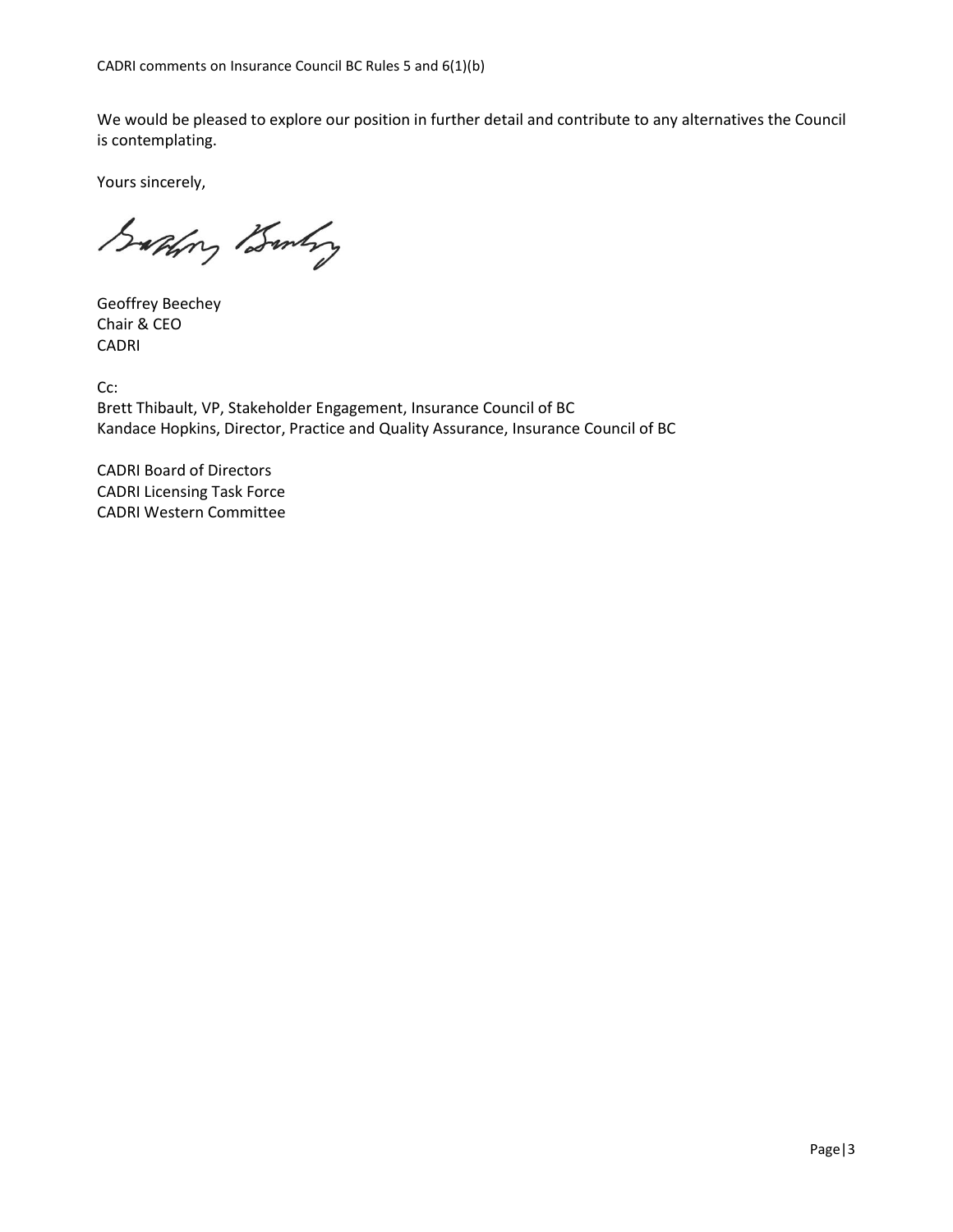We would be pleased to explore our position in further detail and contribute to any alternatives the Council is contemplating.

Yours sincerely,

Geoffrey Beechey
Chair & CEO
CADRI

Cc:
Brett Thibault, VP, Stakeholder Engagement, Insurance Council of BC
Kandace Hopkins, Director, Practice and Quality Assurance, Insurance Council of BC

CADRI Board of Directors
CADRI Licensing Task Force
CADRI Western Committee